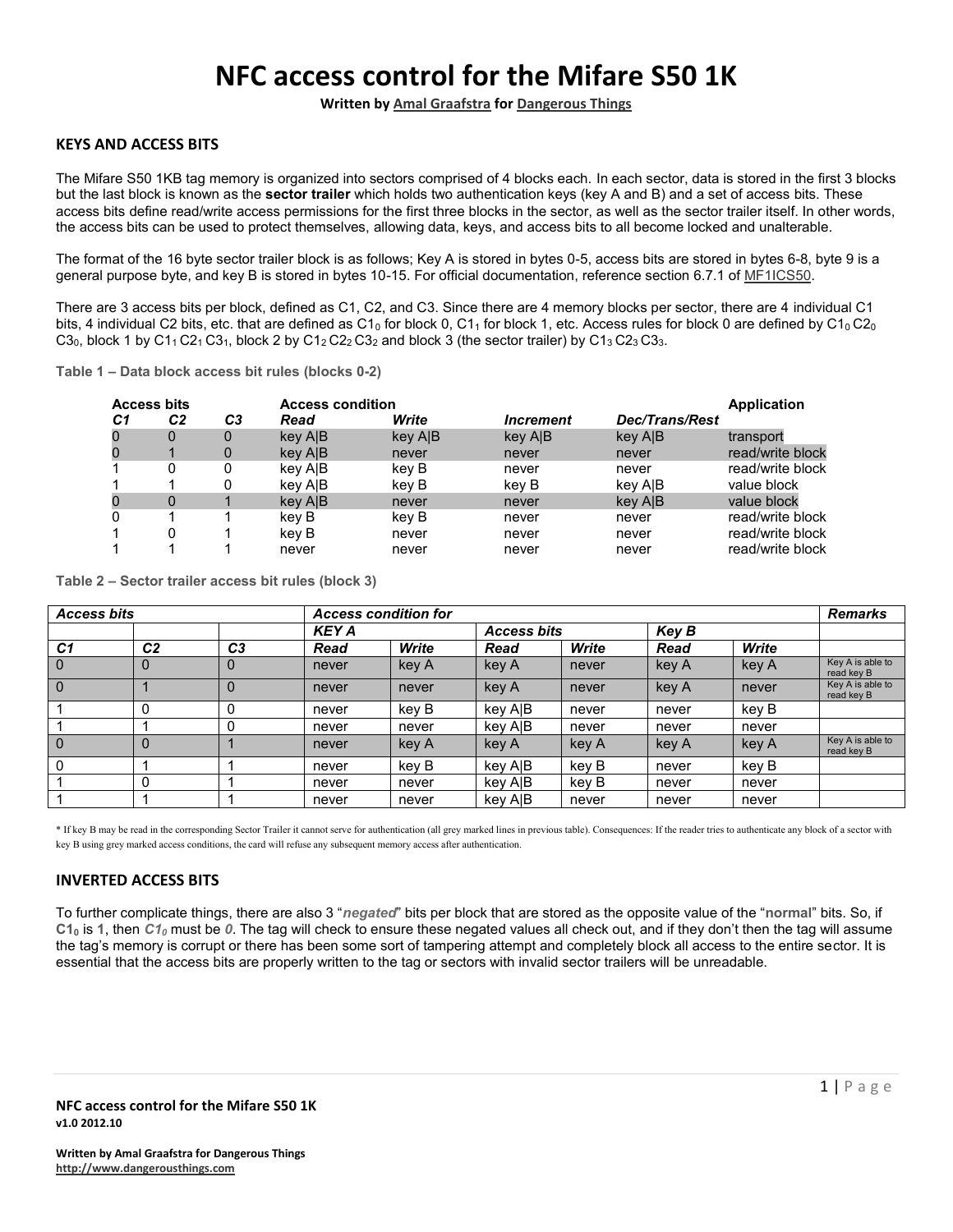# NFC access control for the Mifare S50 1K

**Written by Amal Graafstra for Dangerous Things**

## KEYS AND ACCESS BITS

The Mifare S50 1KB tag memory is organized into sectors comprised of 4 blocks each. In each sector, data is stored in the first 3 blocks but the last block is known as the **sector trailer** which holds two authentication keys (key A and B) and a set of access bits. These access bits define read/write access permissions for the first three blocks in the sector, as well as the sector trailer itself. In other words, the access bits can be used to protect themselves, allowing data, keys, and access bits to all become locked and unalterable.

The format of the 16 byte sector trailer block is as follows; Key A is stored in bytes 0-5, access bits are stored in bytes 6-8, byte 9 is a general purpose byte, and key B is stored in bytes 10-15. For official documentation, reference section 6.7.1 of MF1ICS50.

There are 3 access bits per block, defined as C1, C2, and C3. Since there are 4 memory blocks per sector, there are 4 individual C1 bits, 4 individual C2 bits, etc. that are defined as $C1_0$ for block 0, $C1_1$ for block 1, etc. Access rules for block 0 are defined by $C1_0$ $C2_0$ $C3_0$, block 1 by $C1_1$ $C2_1$ $C3_1$, block 2 by $C1_2$ $C2_2$ $C3_2$ and block 3 (the sector trailer) by $C1_3$ $C2_3$ $C3_3$.

**Table 1 – Data block access bit rules (blocks 0-2)**

| Access bits | | | Access condition | | | | Application |
|---|---|---|---|---|---|---|---|
| *C1* | *C2* | *C3* | *Read* | *Write* | *Increment* | *Dec/Trans/Rest* | |
| 0 | 0 | 0 | key A\|B | key A\|B | key A\|B | key A\|B | transport |
| 0 | 1 | 0 | key A\|B | never | never | never | read/write block |
| 1 | 0 | 0 | key A\|B | key B | never | never | read/write block |
| 1 | 1 | 0 | key A\|B | key B | key B | key A\|B | value block |
| 0 | 0 | 1 | key A\|B | never | never | key A\|B | value block |
| 0 | 1 | 1 | key B | key B | never | never | read/write block |
| 1 | 0 | 1 | key B | never | never | never | read/write block |
| 1 | 1 | 1 | never | never | never | never | read/write block |

**Table 2 – Sector trailer access bit rules (block 3)**

| *Access bits* | | | *Access condition for* | | | | | | *Remarks* |
|---|---|---|---|---|---|---|---|---|---|
| | | | *KEY A* | | *Access bits* | | *Key B* | | |
| *C1* | *C2* | *C3* | *Read* | *Write* | *Read* | *Write* | *Read* | *Write* | |
| 0 | 0 | 0 | never | key A | key A | never | key A | key A | Key A is able to read key B |
| 0 | 1 | 0 | never | never | key A | never | key A | never | Key A is able to read key B |
| 1 | 0 | 0 | never | key B | key A\|B | never | never | key B | |
| 1 | 1 | 0 | never | never | key A\|B | never | never | never | |
| 0 | 0 | 1 | never | key A | key A | key A | key A | key A | Key A is able to read key B |
| 0 | 1 | 1 | never | key B | key A\|B | key B | never | key B | |
| 1 | 0 | 1 | never | never | key A\|B | key B | never | never | |
| 1 | 1 | 1 | never | never | key A\|B | never | never | never | |

* If key B may be read in the corresponding Sector Trailer it cannot serve for authentication (all grey marked lines in previous table). Consequences: If the reader tries to authenticate any block of a sector with key B using grey marked access conditions, the card will refuse any subsequent memory access after authentication.

## INVERTED ACCESS BITS

To further complicate things, there are also 3 "***negated***" bits per block that are stored as the opposite value of the "**normal**" bits. So, if $C1_0$ is **1**, then $\overline{C1_0}$ must be ***0***. The tag will check to ensure these negated values all check out, and if they don't then the tag will assume the tag's memory is corrupt or there has been some sort of tampering attempt and completely block all access to the entire sector. It is essential that the access bits are properly written to the tag or sectors with invalid sector trailers will be unreadable.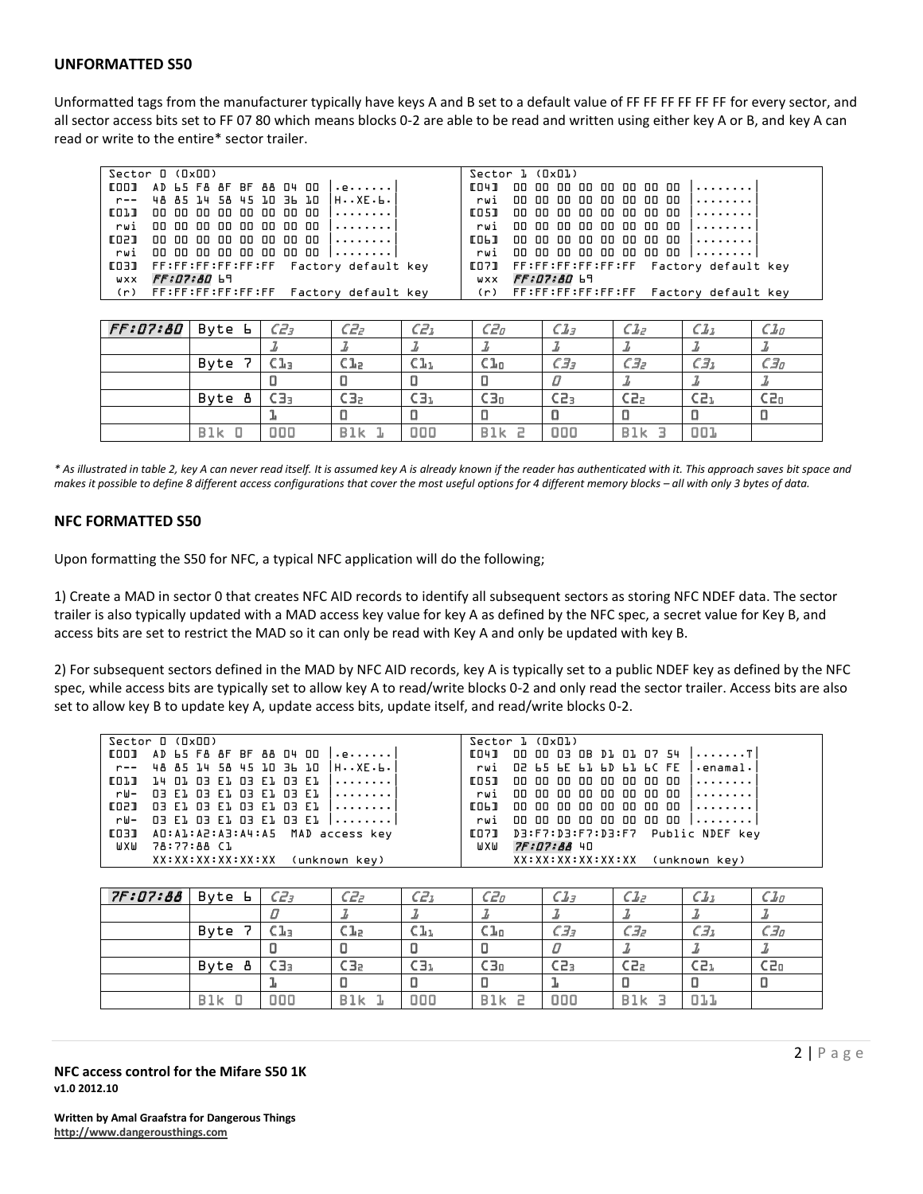### UNFORMATTED S50

Unformatted tags from the manufacturer typically have keys A and B set to a default value of FF FF FF FF FF FF for every sector, and all sector access bits set to FF 07 80 which means blocks 0-2 are able to be read and written using either key A or B, and key A can read or write to the entire* sector trailer.

```
Sector 0 (0x00)                                       Sector 1 (0x01)
[00]  AD 65 F8 8F BF 88 04 00 |.e......|              [04]  00 00 00 00 00 00 00 00 |........|
 r--  48 85 14 58 45 10 36 10 |H..XE.6.|               rwi  00 00 00 00 00 00 00 00 |........|
[01]  00 00 00 00 00 00 00 00 |........|              [05]  00 00 00 00 00 00 00 00 |........|
 rwi  00 00 00 00 00 00 00 00 |........|               rwi  00 00 00 00 00 00 00 00 |........|
[02]  00 00 00 00 00 00 00 00 |........|              [06]  00 00 00 00 00 00 00 00 |........|
 rwi  00 00 00 00 00 00 00 00 |........|               rwi  00 00 00 00 00 00 00 00 |........|
[03]  FF:FF:FF:FF:FF:FF  Factory default key          [07]  FF:FF:FF:FF:FF:FF  Factory default key
 wxx  FF:07:80 69                                      wxx  FF:07:80 69
 (r)  FF:FF:FF:FF:FF:FF  Factory default key           (r)  FF:FF:FF:FF:FF:FF  Factory default key
```

| FF:07:80 | Byte 6 | $C2_3$ | $C2_2$ | $C2_1$ | $C2_0$ | $C1_3$ | $C1_2$ | $C1_1$ | $C1_0$ |
|---|---|---|---|---|---|---|---|---|---|
| | | 1 | 1 | 1 | 1 | 1 | 1 | 1 | 1 |
| | Byte 7 | $C1_3$ | $C1_2$ | $C1_1$ | $C1_0$ | $C3_3$ | $C3_2$ | $C3_1$ | $C3_0$ |
| | | 0 | 0 | 0 | 0 | 0 | 1 | 1 | 1 |
| | Byte 8 | $C3_3$ | $C3_2$ | $C3_1$ | $C3_0$ | $C2_3$ | $C2_2$ | $C2_1$ | $C2_0$ |
| | | 1 | 0 | 0 | 0 | 0 | 0 | 0 | 0 |
| | Blk 0 | 000 | Blk 1 | 000 | Blk 2 | 000 | Blk 3 | 001 | |

*\* As illustrated in table 2, key A can never read itself. It is assumed key A is already known if the reader has authenticated with it. This approach saves bit space and makes it possible to define 8 different access configurations that cover the most useful options for 4 different memory blocks – all with only 3 bytes of data.*

### NFC FORMATTED S50

Upon formatting the S50 for NFC, a typical NFC application will do the following;

1) Create a MAD in sector 0 that creates NFC AID records to identify all subsequent sectors as storing NFC NDEF data. The sector trailer is also typically updated with a MAD access key value for key A as defined by the NFC spec, a secret value for Key B, and access bits are set to restrict the MAD so it can only be read with Key A and only be updated with key B.

2) For subsequent sectors defined in the MAD by NFC AID records, key A is typically set to a public NDEF key as defined by the NFC spec, while access bits are typically set to allow key A to read/write blocks 0-2 and only read the sector trailer. Access bits are also set to allow key B to update key A, update access bits, update itself, and read/write blocks 0-2.

```
Sector 0 (0x00)                                       Sector 1 (0x01)
[00]  AD 65 F8 8F BF 88 04 00 |.e......|              [04]  00 00 03 0B D1 01 07 54 |.......T|
 r--  48 85 14 58 45 10 36 10 |H..XE.6.|               rwi  02 65 6E 61 6D 61 6C FE |.enamal.|
[01]  14 01 03 E1 03 E1 03 E1 |........|              [05]  00 00 00 00 00 00 00 00 |........|
 rW-  03 E1 03 E1 03 E1 03 E1 |........|               rwi  00 00 00 00 00 00 00 00 |........|
[02]  03 E1 03 E1 03 E1 03 E1 |........|              [06]  00 00 00 00 00 00 00 00 |........|
 rW-  03 E1 03 E1 03 E1 03 E1 |........|               rwi  00 00 00 00 00 00 00 00 |........|
[03]  A0:A1:A2:A3:A4:A5  MAD access key               [07]  D3:F7:D3:F7:D3:F7  Public NDEF key
 WXW  78:77:88 C1                                      WXW  7F:07:88 40
      XX:XX:XX:XX:XX:XX  (unknown key)                      XX:XX:XX:XX:XX:XX  (unknown key)
```

| 7F:07:88 | Byte 6 | $C2_3$ | $C2_2$ | $C2_1$ | $C2_0$ | $C1_3$ | $C1_2$ | $C1_1$ | $C1_0$ |
|---|---|---|---|---|---|---|---|---|---|
| | | 0 | 1 | 1 | 1 | 1 | 1 | 1 | 1 |
| | Byte 7 | $C1_3$ | $C1_2$ | $C1_1$ | $C1_0$ | $C3_3$ | $C3_2$ | $C3_1$ | $C3_0$ |
| | | 0 | 0 | 0 | 0 | 0 | 1 | 1 | 1 |
| | Byte 8 | $C3_3$ | $C3_2$ | $C3_1$ | $C3_0$ | $C2_3$ | $C2_2$ | $C2_1$ | $C2_0$ |
| | | 1 | 0 | 0 | 0 | 1 | 0 | 0 | 0 |
| | Blk 0 | 000 | Blk 1 | 000 | Blk 2 | 000 | Blk 3 | 011 | |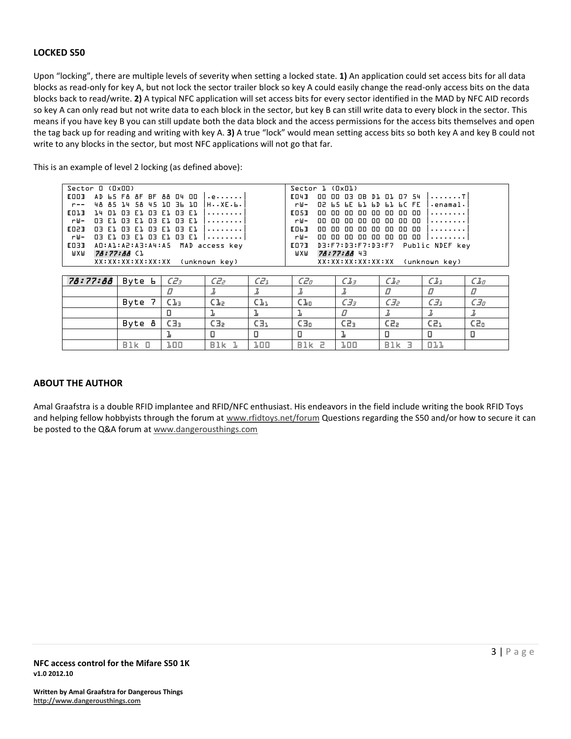### LOCKED S50

Upon "locking", there are multiple levels of severity when setting a locked state. **1)** An application could set access bits for all data blocks as read-only for key A, but not lock the sector trailer block so key A could easily change the read-only access bits on the data blocks back to read/write. **2)** A typical NFC application will set access bits for every sector identified in the MAD by NFC AID records so key A can only read but not write data to each block in the sector, but key B can still write data to every block in the sector. This means if you have key B you can still update both the data block and the access permissions for the access bits themselves and open the tag back up for reading and writing with key A. **3)** A true "lock" would mean setting access bits so both key A and key B could not write to any blocks in the sector, but most NFC applications will not go that far.

This is an example of level 2 locking (as defined above):

```
Sector 0 (0x00)                                    Sector 1 (0x01)
[00] AD 65 F8 8F BF 88 04 00 |.e......|            [04] 00 00 03 0B D1 01 07 54 |.......T|
 r--  48 85 14 58 45 10 36 10 |H..XE.6.|            rW-  02 65 6E 61 6D 61 6C FE |.enamal.|
[01] 14 01 03 E1 03 E1 03 E1 |........|            [05] 00 00 00 00 00 00 00 00 |........|
 rW-  03 E1 03 E1 03 E1 03 E1 |........|            rW-  00 00 00 00 00 00 00 00 |........|
[02] 03 E1 03 E1 03 E1 03 E1 |........|            [06] 00 00 00 00 00 00 00 00 |........|
 rW-  03 E1 03 E1 03 E1 03 E1 |........|            rW-  00 00 00 00 00 00 00 00 |........|
[03] A0:A1:A2:A3:A4:A5  MAD access key              [07] D3:F7:D3:F7:D3:F7  Public NDEF key
 WXW  78:77:88 C1                                    WXW  78:77:88 43
      XX:XX:XX:XX:XX:XX  (unknown key)                    XX:XX:XX:XX:XX:XX  (unknown key)
```

| 78:77:88 | Byte 6 | C2~3~ | C2~2~ | C2~1~ | C2~0~ | C1~3~ | C1~2~ | C1~1~ | C1~0~ |
|---|---|---|---|---|---|---|---|---|---|
| | | 0 | 1 | 1 | 1 | 1 | 0 | 0 | 0 |
| | Byte 7 | C1~3~ | C1~2~ | C1~1~ | C1~0~ | C3~3~ | C3~2~ | C3~1~ | C3~0~ |
| | | 0 | 1 | 1 | 1 | 0 | 1 | 1 | 1 |
| | Byte 8 | C3~3~ | C3~2~ | C3~1~ | C3~0~ | C2~3~ | C2~2~ | C2~1~ | C2~0~ |
| | | 1 | 0 | 0 | 0 | 1 | 0 | 0 | 0 |
| | Blk 0 | 100 | Blk 1 | 100 | Blk 2 | 100 | Blk 3 | 011 | |

### ABOUT THE AUTHOR

Amal Graafstra is a double RFID implantee and RFID/NFC enthusiast. His endeavors in the field include writing the book RFID Toys and helping fellow hobbyists through the forum at www.rfidtoys.net/forum Questions regarding the S50 and/or how to secure it can be posted to the Q&A forum at www.dangerousthings.com